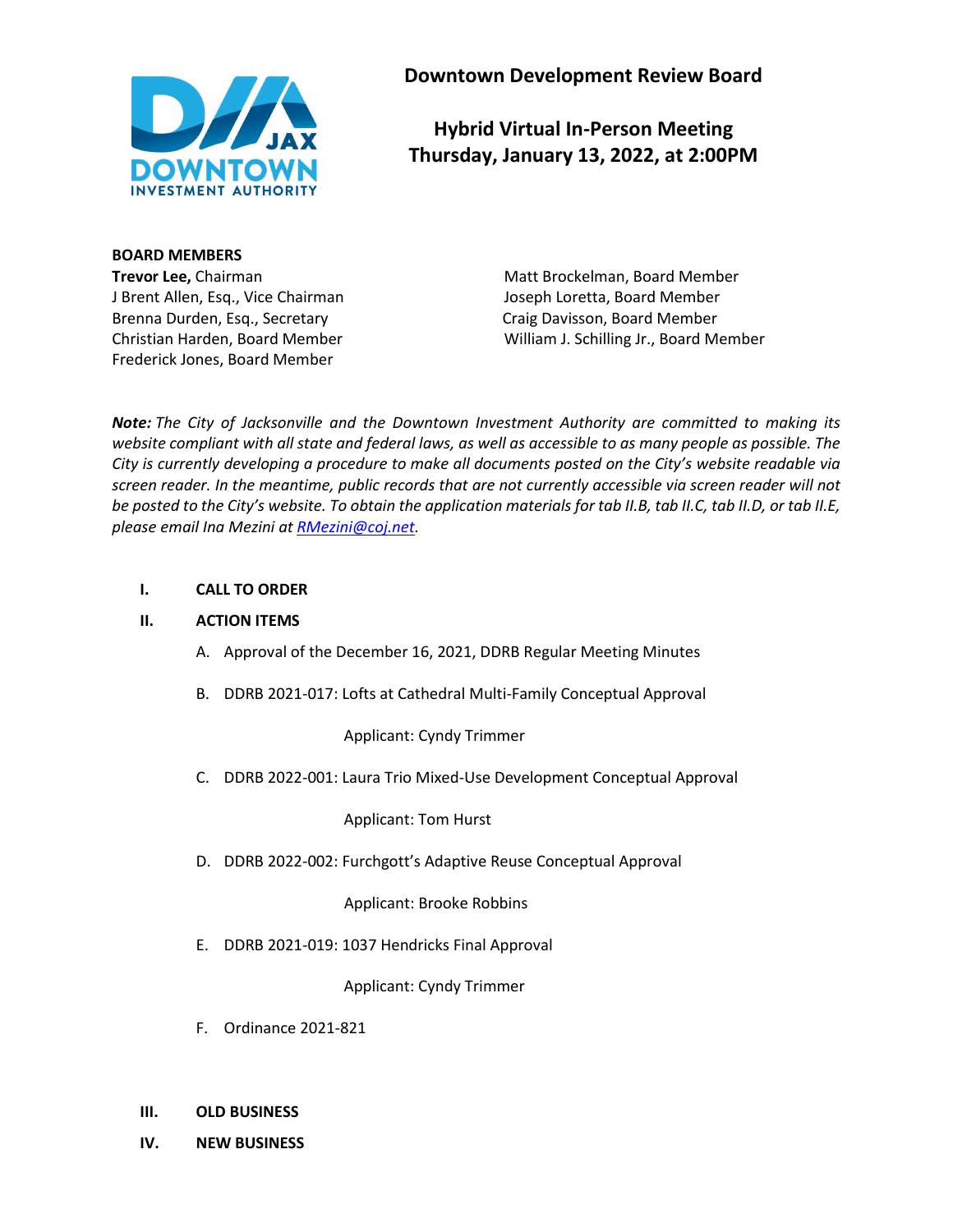# Downtown Development Review Board

## Hybrid Virtual In-Person Meeting
## Thursday, January 13, 2022, at 2:00PM

**BOARD MEMBERS**

**Trevor Lee,** Chairman
J Brent Allen, Esq., Vice Chairman
Brenna Durden, Esq., Secretary
Christian Harden, Board Member
Frederick Jones, Board Member
Matt Brockelman, Board Member
Joseph Loretta, Board Member
Craig Davisson, Board Member
William J. Schilling Jr., Board Member

***Note:*** *The City of Jacksonville and the Downtown Investment Authority are committed to making its website compliant with all state and federal laws, as well as accessible to as many people as possible. The City is currently developing a procedure to make all documents posted on the City's website readable via screen reader. In the meantime, public records that are not currently accessible via screen reader will not be posted to the City's website. To obtain the application materials for tab II.B, tab II.C, tab II.D, or tab II.E, please email Ina Mezini at RMezini@coj.net.*

**I. CALL TO ORDER**

**II. ACTION ITEMS**

A. Approval of the December 16, 2021, DDRB Regular Meeting Minutes

B. DDRB 2021-017: Lofts at Cathedral Multi-Family Conceptual Approval

Applicant: Cyndy Trimmer

C. DDRB 2022-001: Laura Trio Mixed-Use Development Conceptual Approval

Applicant: Tom Hurst

D. DDRB 2022-002: Furchgott's Adaptive Reuse Conceptual Approval

Applicant: Brooke Robbins

E. DDRB 2021-019: 1037 Hendricks Final Approval

Applicant: Cyndy Trimmer

F. Ordinance 2021-821

**III. OLD BUSINESS**

**IV. NEW BUSINESS**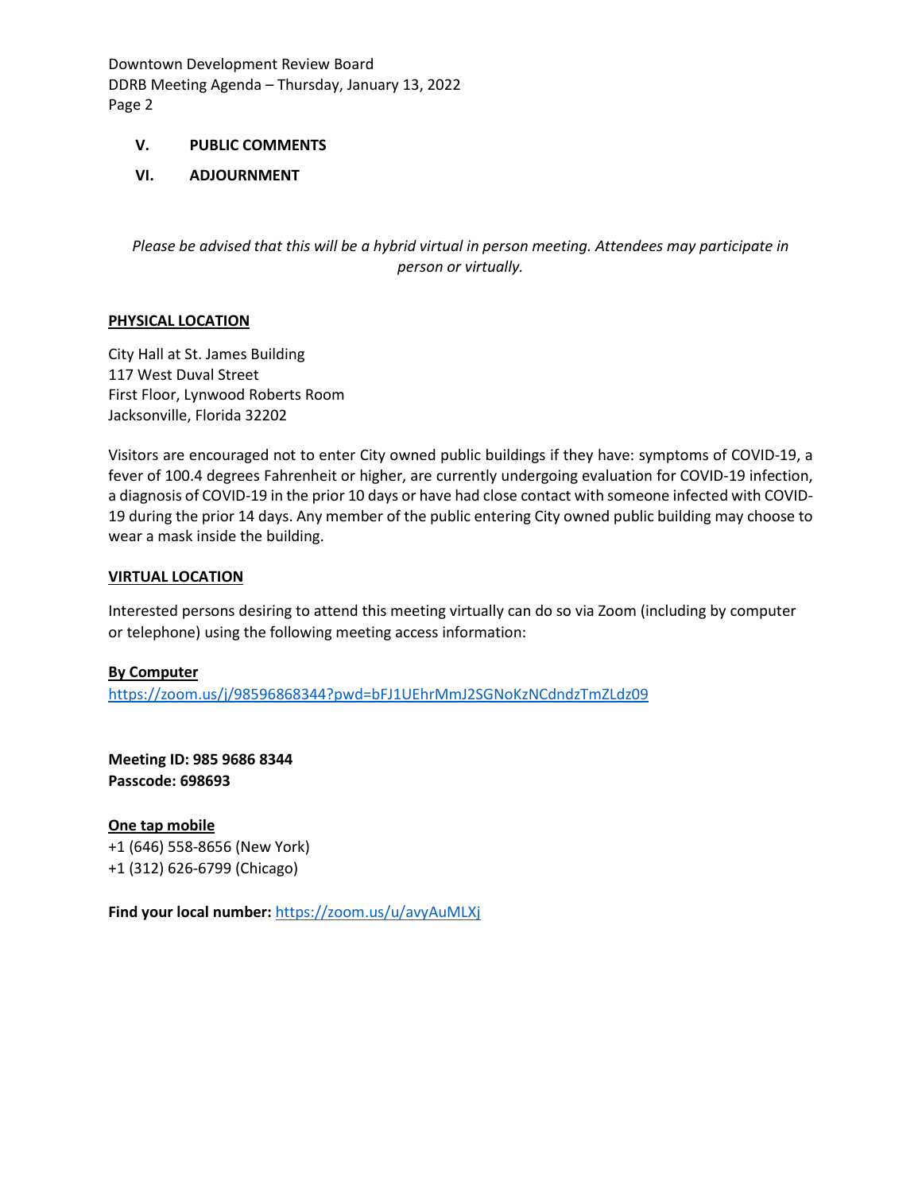**V. PUBLIC COMMENTS**

**VI. ADJOURNMENT**

*Please be advised that this will be a hybrid virtual in person meeting. Attendees may participate in person or virtually.*

**PHYSICAL LOCATION**

City Hall at St. James Building
117 West Duval Street
First Floor, Lynwood Roberts Room
Jacksonville, Florida 32202

Visitors are encouraged not to enter City owned public buildings if they have: symptoms of COVID-19, a fever of 100.4 degrees Fahrenheit or higher, are currently undergoing evaluation for COVID-19 infection, a diagnosis of COVID-19 in the prior 10 days or have had close contact with someone infected with COVID-19 during the prior 14 days. Any member of the public entering City owned public building may choose to wear a mask inside the building.

**VIRTUAL LOCATION**

Interested persons desiring to attend this meeting virtually can do so via Zoom (including by computer or telephone) using the following meeting access information:

**By Computer**
https://zoom.us/j/98596868344?pwd=bFJ1UEhrMmJ2SGNoKzNCdndzTmZLdz09

**Meeting ID: 985 9686 8344**
**Passcode: 698693**

**One tap mobile**
+1 (646) 558-8656 (New York)
+1 (312) 626-6799 (Chicago)

**Find your local number:** https://zoom.us/u/avyAuMLXj